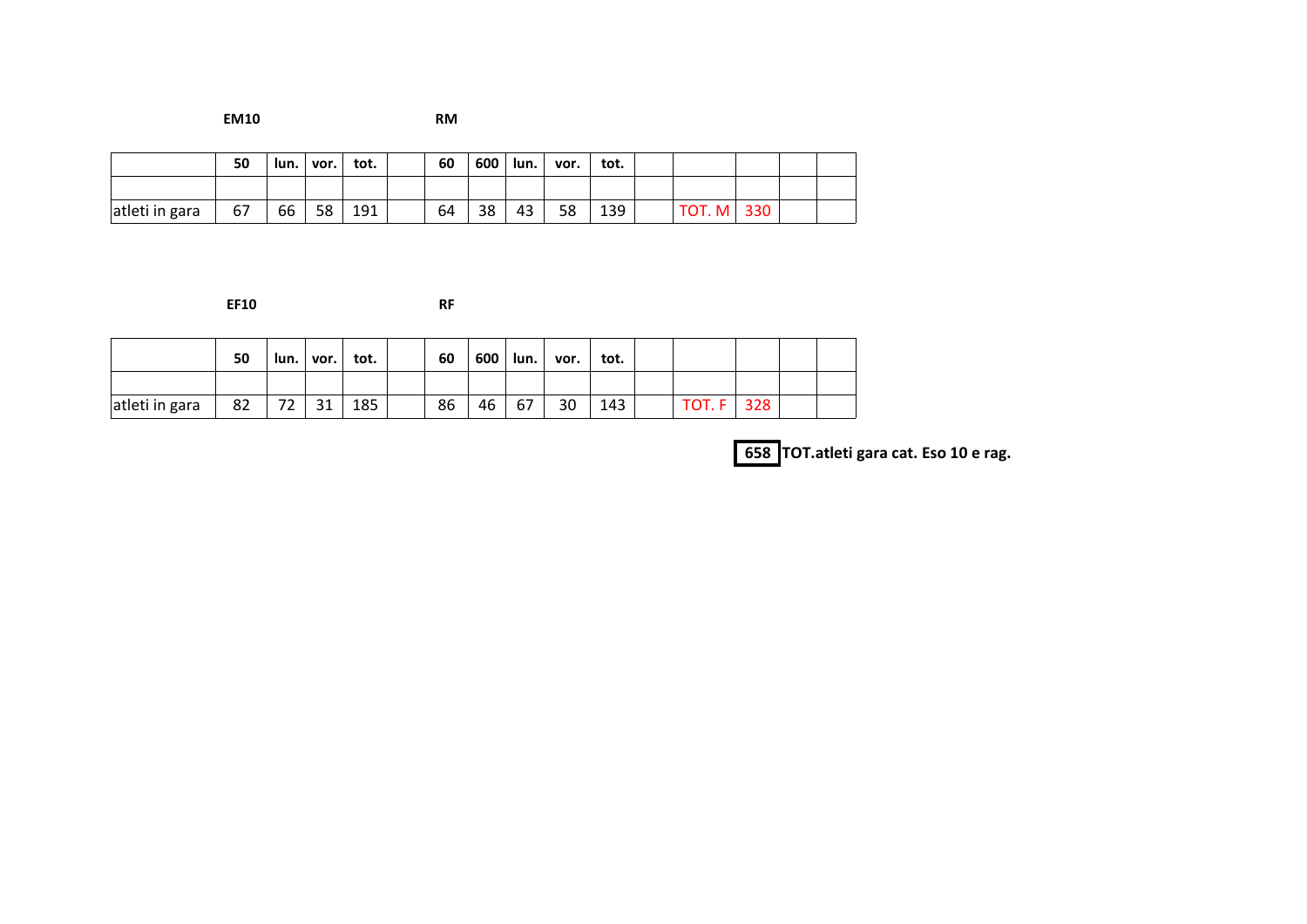**EM10** | **RM**

| | **50** | **lun.** | **vor.** | **tot.** | | **60** | **600** | **lun.** | **vor.** | **tot.** | | | | | |
|---|---|---|---|---|---|---|---|---|---|---|---|---|---|---|---|
| | | | | | | | | | | | | | | | |
| atleti in gara | 67 | 66 | 58 | 191 | | 64 | 38 | 43 | 58 | 139 | | TOT. M | 330 | | |

**EF10** | **RF**

| | **50** | **lun.** | **vor.** | **tot.** | | **60** | **600** | **lun.** | **vor.** | **tot.** | | | | | |
|---|---|---|---|---|---|---|---|---|---|---|---|---|---|---|---|
| | | | | | | | | | | | | | | | |
| atleti in gara | 82 | 72 | 31 | 185 | | 86 | 46 | 67 | 30 | 143 | | TOT. F | 328 | | |

**658** **TOT.atleti gara cat. Eso 10 e rag.**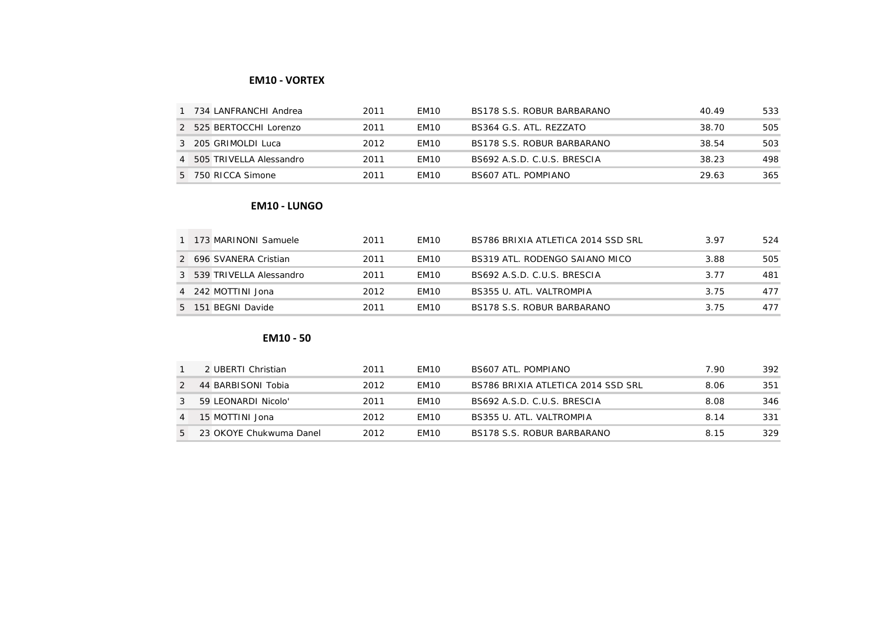### EM10 - VORTEX

| | | | | | | | |
|---|---|---|---|---|---|---|---|
| 1 | 734 | LANFRANCHI Andrea | 2011 | EM10 | BS178 S.S. ROBUR BARBARANO | 40.49 | 533 |
| 2 | 525 | BERTOCCHI Lorenzo | 2011 | EM10 | BS364 G.S. ATL. REZZATO | 38.70 | 505 |
| 3 | 205 | GRIMOLDI Luca | 2012 | EM10 | BS178 S.S. ROBUR BARBARANO | 38.54 | 503 |
| 4 | 505 | TRIVELLA Alessandro | 2011 | EM10 | BS692 A.S.D. C.U.S. BRESCIA | 38.23 | 498 |
| 5 | 750 | RICCA Simone | 2011 | EM10 | BS607 ATL. POMPIANO | 29.63 | 365 |

### EM10 - LUNGO

| | | | | | | | |
|---|---|---|---|---|---|---|---|
| 1 | 173 | MARINONI Samuele | 2011 | EM10 | BS786 BRIXIA ATLETICA 2014 SSD SRL | 3.97 | 524 |
| 2 | 696 | SVANERA Cristian | 2011 | EM10 | BS319 ATL. RODENGO SAIANO MICO | 3.88 | 505 |
| 3 | 539 | TRIVELLA Alessandro | 2011 | EM10 | BS692 A.S.D. C.U.S. BRESCIA | 3.77 | 481 |
| 4 | 242 | MOTTINI Jona | 2012 | EM10 | BS355 U. ATL. VALTROMPIA | 3.75 | 477 |
| 5 | 151 | BEGNI Davide | 2011 | EM10 | BS178 S.S. ROBUR BARBARANO | 3.75 | 477 |

### EM10 - 50

| | | | | | | | |
|---|---|---|---|---|---|---|---|
| 1 | 2 | UBERTI Christian | 2011 | EM10 | BS607 ATL. POMPIANO | 7.90 | 392 |
| 2 | 44 | BARBISONI Tobia | 2012 | EM10 | BS786 BRIXIA ATLETICA 2014 SSD SRL | 8.06 | 351 |
| 3 | 59 | LEONARDI Nicolo' | 2011 | EM10 | BS692 A.S.D. C.U.S. BRESCIA | 8.08 | 346 |
| 4 | 15 | MOTTINI Jona | 2012 | EM10 | BS355 U. ATL. VALTROMPIA | 8.14 | 331 |
| 5 | 23 | OKOYE Chukwuma Danel | 2012 | EM10 | BS178 S.S. ROBUR BARBARANO | 8.15 | 329 |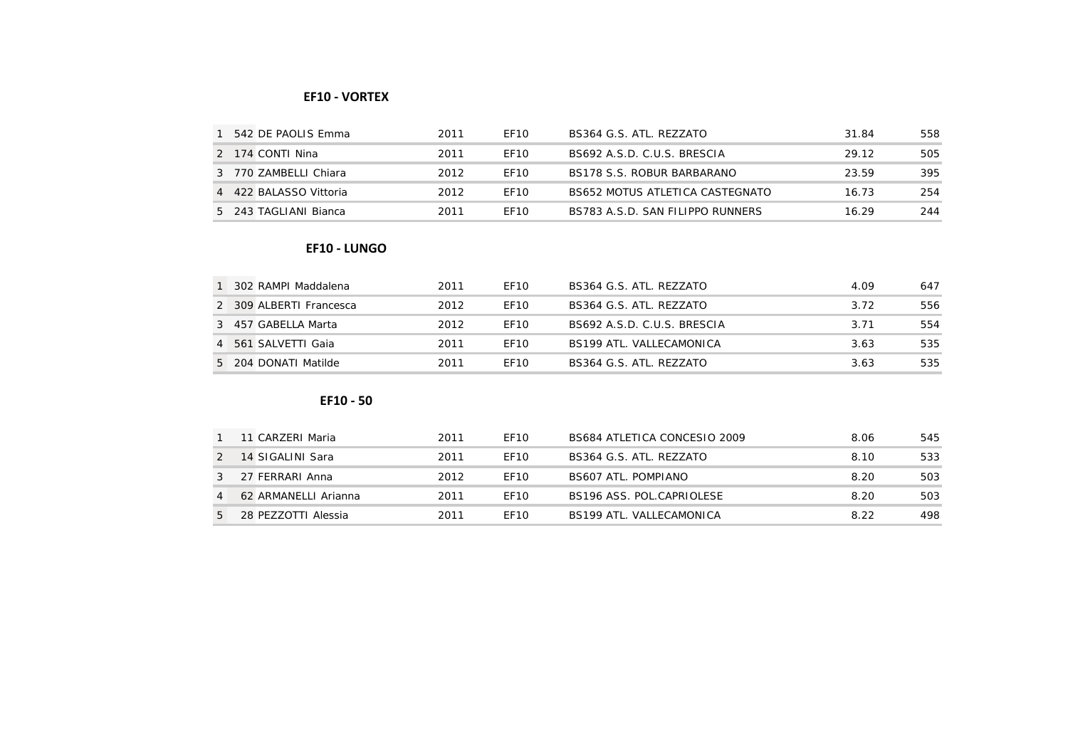### EF10 - VORTEX

| | | | | | | | |
|---|---|---|---|---|---|---|---|
| 1 | 542 | DE PAOLIS Emma | 2011 | EF10 | BS364 G.S. ATL. REZZATO | 31.84 | 558 |
| 2 | 174 | CONTI Nina | 2011 | EF10 | BS692 A.S.D. C.U.S. BRESCIA | 29.12 | 505 |
| 3 | 770 | ZAMBELLI Chiara | 2012 | EF10 | BS178 S.S. ROBUR BARBARANO | 23.59 | 395 |
| 4 | 422 | BALASSO Vittoria | 2012 | EF10 | BS652 MOTUS ATLETICA CASTEGNATO | 16.73 | 254 |
| 5 | 243 | TAGLIANI Bianca | 2011 | EF10 | BS783 A.S.D. SAN FILIPPO RUNNERS | 16.29 | 244 |

### EF10 - LUNGO

| | | | | | | | |
|---|---|---|---|---|---|---|---|
| 1 | 302 | RAMPI Maddalena | 2011 | EF10 | BS364 G.S. ATL. REZZATO | 4.09 | 647 |
| 2 | 309 | ALBERTI Francesca | 2012 | EF10 | BS364 G.S. ATL. REZZATO | 3.72 | 556 |
| 3 | 457 | GABELLA Marta | 2012 | EF10 | BS692 A.S.D. C.U.S. BRESCIA | 3.71 | 554 |
| 4 | 561 | SALVETTI Gaia | 2011 | EF10 | BS199 ATL. VALLECAMONICA | 3.63 | 535 |
| 5 | 204 | DONATI Matilde | 2011 | EF10 | BS364 G.S. ATL. REZZATO | 3.63 | 535 |

### EF10 - 50

| | | | | | | | |
|---|---|---|---|---|---|---|---|
| 1 | 11 | CARZERI Maria | 2011 | EF10 | BS684 ATLETICA CONCESIO 2009 | 8.06 | 545 |
| 2 | 14 | SIGALINI Sara | 2011 | EF10 | BS364 G.S. ATL. REZZATO | 8.10 | 533 |
| 3 | 27 | FERRARI Anna | 2012 | EF10 | BS607 ATL. POMPIANO | 8.20 | 503 |
| 4 | 62 | ARMANELLI Arianna | 2011 | EF10 | BS196 ASS. POL.CAPRIOLESE | 8.20 | 503 |
| 5 | 28 | PEZZOTTI Alessia | 2011 | EF10 | BS199 ATL. VALLECAMONICA | 8.22 | 498 |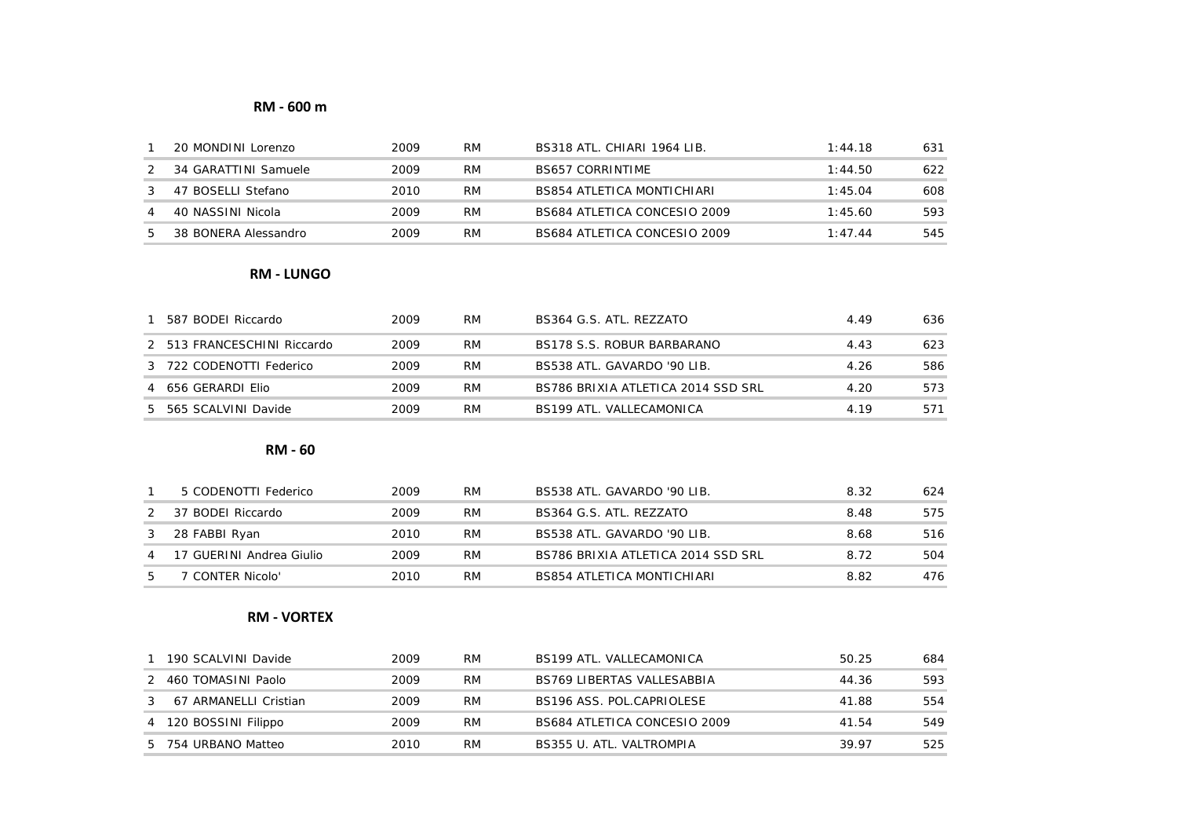## RM - 600 m

| | | | | | | |
|---|---|---|---|---|---|---|
| 1 | 20 MONDINI Lorenzo | 2009 | RM | BS318 ATL. CHIARI 1964 LIB. | 1:44.18 | 631 |
| 2 | 34 GARATTINI Samuele | 2009 | RM | BS657 CORRINTIME | 1:44.50 | 622 |
| 3 | 47 BOSELLI Stefano | 2010 | RM | BS854 ATLETICA MONTICHIARI | 1:45.04 | 608 |
| 4 | 40 NASSINI Nicola | 2009 | RM | BS684 ATLETICA CONCESIO 2009 | 1:45.60 | 593 |
| 5 | 38 BONERA Alessandro | 2009 | RM | BS684 ATLETICA CONCESIO 2009 | 1:47.44 | 545 |

## RM - LUNGO

| | | | | | | |
|---|---|---|---|---|---|---|
| 1 | 587 BODEI Riccardo | 2009 | RM | BS364 G.S. ATL. REZZATO | 4.49 | 636 |
| 2 | 513 FRANCESCHINI Riccardo | 2009 | RM | BS178 S.S. ROBUR BARBARANO | 4.43 | 623 |
| 3 | 722 CODENOTTI Federico | 2009 | RM | BS538 ATL. GAVARDO '90 LIB. | 4.26 | 586 |
| 4 | 656 GERARDI Elio | 2009 | RM | BS786 BRIXIA ATLETICA 2014 SSD SRL | 4.20 | 573 |
| 5 | 565 SCALVINI Davide | 2009 | RM | BS199 ATL. VALLECAMONICA | 4.19 | 571 |

## RM - 60

| | | | | | | |
|---|---|---|---|---|---|---|
| 1 | 5 CODENOTTI Federico | 2009 | RM | BS538 ATL. GAVARDO '90 LIB. | 8.32 | 624 |
| 2 | 37 BODEI Riccardo | 2009 | RM | BS364 G.S. ATL. REZZATO | 8.48 | 575 |
| 3 | 28 FABBI Ryan | 2010 | RM | BS538 ATL. GAVARDO '90 LIB. | 8.68 | 516 |
| 4 | 17 GUERINI Andrea Giulio | 2009 | RM | BS786 BRIXIA ATLETICA 2014 SSD SRL | 8.72 | 504 |
| 5 | 7 CONTER Nicolo' | 2010 | RM | BS854 ATLETICA MONTICHIARI | 8.82 | 476 |

## RM - VORTEX

| | | | | | | |
|---|---|---|---|---|---|---|
| 1 | 190 SCALVINI Davide | 2009 | RM | BS199 ATL. VALLECAMONICA | 50.25 | 684 |
| 2 | 460 TOMASINI Paolo | 2009 | RM | BS769 LIBERTAS VALLESABBIA | 44.36 | 593 |
| 3 | 67 ARMANELLI Cristian | 2009 | RM | BS196 ASS. POL.CAPRIOLESE | 41.88 | 554 |
| 4 | 120 BOSSINI Filippo | 2009 | RM | BS684 ATLETICA CONCESIO 2009 | 41.54 | 549 |
| 5 | 754 URBANO Matteo | 2010 | RM | BS355 U. ATL. VALTROMPIA | 39.97 | 525 |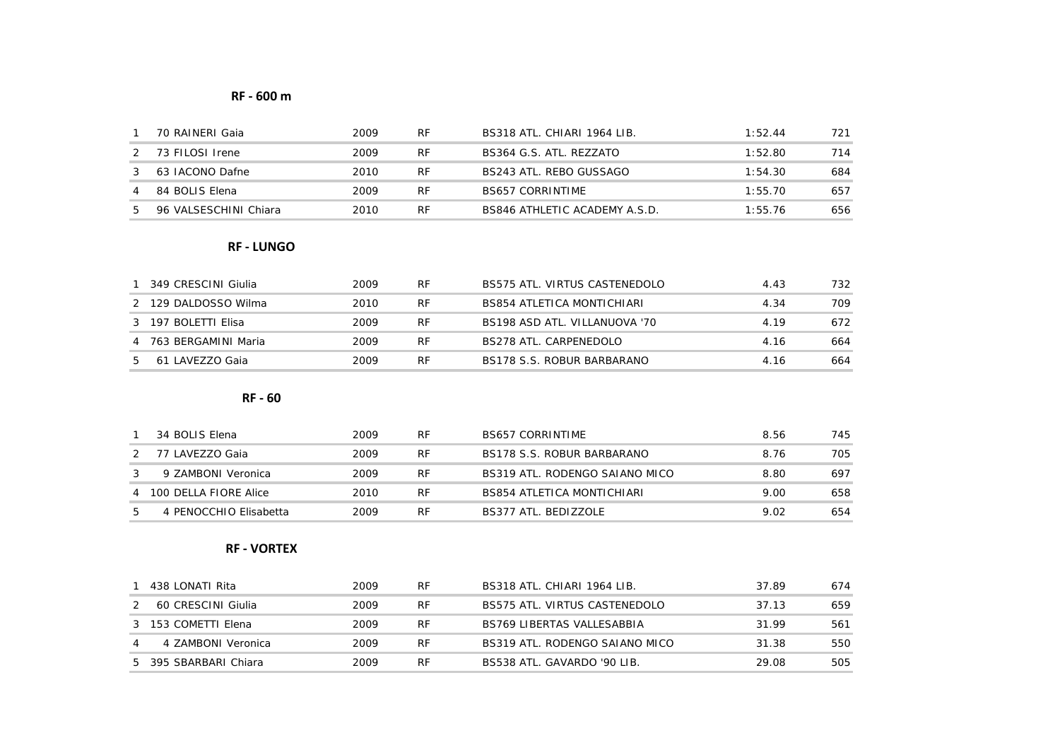**RF - 600 m**

| | | | | | | |
|---|---|---|---|---|---|---|
| 1 | 70 RAINERI Gaia | 2009 | RF | BS318 ATL. CHIARI 1964 LIB. | 1:52.44 | 721 |
| 2 | 73 FILOSI Irene | 2009 | RF | BS364 G.S. ATL. REZZATO | 1:52.80 | 714 |
| 3 | 63 IACONO Dafne | 2010 | RF | BS243 ATL. REBO GUSSAGO | 1:54.30 | 684 |
| 4 | 84 BOLIS Elena | 2009 | RF | BS657 CORRINTIME | 1:55.70 | 657 |
| 5 | 96 VALSESCHINI Chiara | 2010 | RF | BS846 ATHLETIC ACADEMY A.S.D. | 1:55.76 | 656 |

**RF - LUNGO**

| | | | | | | |
|---|---|---|---|---|---|---|
| 1 | 349 CRESCINI Giulia | 2009 | RF | BS575 ATL. VIRTUS CASTENEDOLO | 4.43 | 732 |
| 2 | 129 DALDOSSO Wilma | 2010 | RF | BS854 ATLETICA MONTICHIARI | 4.34 | 709 |
| 3 | 197 BOLETTI Elisa | 2009 | RF | BS198 ASD ATL. VILLANUOVA '70 | 4.19 | 672 |
| 4 | 763 BERGAMINI Maria | 2009 | RF | BS278 ATL. CARPENEDOLO | 4.16 | 664 |
| 5 | 61 LAVEZZO Gaia | 2009 | RF | BS178 S.S. ROBUR BARBARANO | 4.16 | 664 |

**RF - 60**

| | | | | | | |
|---|---|---|---|---|---|---|
| 1 | 34 BOLIS Elena | 2009 | RF | BS657 CORRINTIME | 8.56 | 745 |
| 2 | 77 LAVEZZO Gaia | 2009 | RF | BS178 S.S. ROBUR BARBARANO | 8.76 | 705 |
| 3 | 9 ZAMBONI Veronica | 2009 | RF | BS319 ATL. RODENGO SAIANO MICO | 8.80 | 697 |
| 4 | 100 DELLA FIORE Alice | 2010 | RF | BS854 ATLETICA MONTICHIARI | 9.00 | 658 |
| 5 | 4 PENOCCHIO Elisabetta | 2009 | RF | BS377 ATL. BEDIZZOLE | 9.02 | 654 |

**RF - VORTEX**

| | | | | | | |
|---|---|---|---|---|---|---|
| 1 | 438 LONATI Rita | 2009 | RF | BS318 ATL. CHIARI 1964 LIB. | 37.89 | 674 |
| 2 | 60 CRESCINI Giulia | 2009 | RF | BS575 ATL. VIRTUS CASTENEDOLO | 37.13 | 659 |
| 3 | 153 COMETTI Elena | 2009 | RF | BS769 LIBERTAS VALLESABBIA | 31.99 | 561 |
| 4 | 4 ZAMBONI Veronica | 2009 | RF | BS319 ATL. RODENGO SAIANO MICO | 31.38 | 550 |
| 5 | 395 SBARBARI Chiara | 2009 | RF | BS538 ATL. GAVARDO '90 LIB. | 29.08 | 505 |